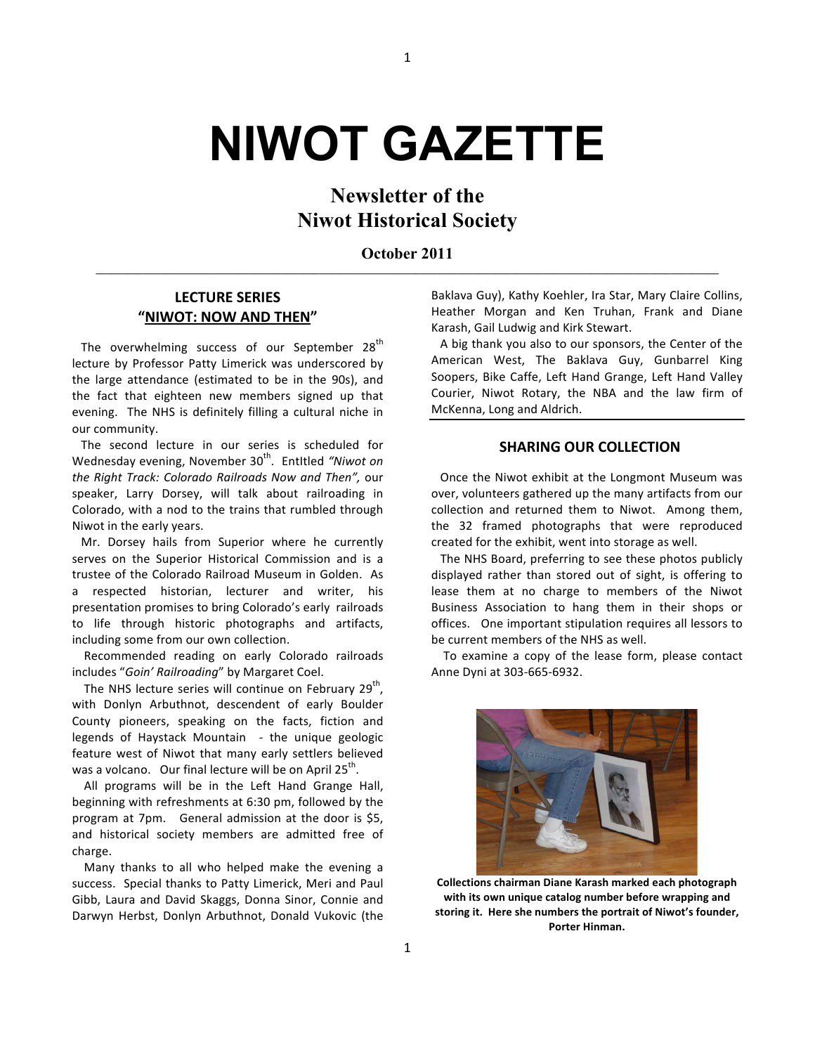# NIWOT GAZETTE

## Newsletter of the Niwot Historical Society

**October 2011**

---

### LECTURE SERIES "NIWOT: NOW AND THEN"

The overwhelming success of our September 28th lecture by Professor Patty Limerick was underscored by the large attendance (estimated to be in the 90s), and the fact that eighteen new members signed up that evening. The NHS is definitely filling a cultural niche in our community.

The second lecture in our series is scheduled for Wednesday evening, November 30th. EntItled *"Niwot on the Right Track: Colorado Railroads Now and Then",* our speaker, Larry Dorsey, will talk about railroading in Colorado, with a nod to the trains that rumbled through Niwot in the early years.

Mr. Dorsey hails from Superior where he currently serves on the Superior Historical Commission and is a trustee of the Colorado Railroad Museum in Golden. As a respected historian, lecturer and writer, his presentation promises to bring Colorado's early railroads to life through historic photographs and artifacts, including some from our own collection.

Recommended reading on early Colorado railroads includes "*Goin' Railroading*" by Margaret Coel.

The NHS lecture series will continue on February 29th, with Donlyn Arbuthnot, descendent of early Boulder County pioneers, speaking on the facts, fiction and legends of Haystack Mountain - the unique geologic feature west of Niwot that many early settlers believed was a volcano. Our final lecture will be on April 25th.

All programs will be in the Left Hand Grange Hall, beginning with refreshments at 6:30 pm, followed by the program at 7pm. General admission at the door is $5, and historical society members are admitted free of charge.

Many thanks to all who helped make the evening a success. Special thanks to Patty Limerick, Meri and Paul Gibb, Laura and David Skaggs, Donna Sinor, Connie and Darwyn Herbst, Donlyn Arbuthnot, Donald Vukovic (the Baklava Guy), Kathy Koehler, Ira Star, Mary Claire Collins, Heather Morgan and Ken Truhan, Frank and Diane Karash, Gail Ludwig and Kirk Stewart.

A big thank you also to our sponsors, the Center of the American West, The Baklava Guy, Gunbarrel King Soopers, Bike Caffe, Left Hand Grange, Left Hand Valley Courier, Niwot Rotary, the NBA and the law firm of McKenna, Long and Aldrich.

---

### SHARING OUR COLLECTION

Once the Niwot exhibit at the Longmont Museum was over, volunteers gathered up the many artifacts from our collection and returned them to Niwot. Among them, the 32 framed photographs that were reproduced created for the exhibit, went into storage as well.

The NHS Board, preferring to see these photos publicly displayed rather than stored out of sight, is offering to lease them at no charge to members of the Niwot Business Association to hang them in their shops or offices. One important stipulation requires all lessors to be current members of the NHS as well.

To examine a copy of the lease form, please contact Anne Dyni at 303-665-6932.

**Collections chairman Diane Karash marked each photograph with its own unique catalog number before wrapping and storing it. Here she numbers the portrait of Niwot's founder, Porter Hinman.**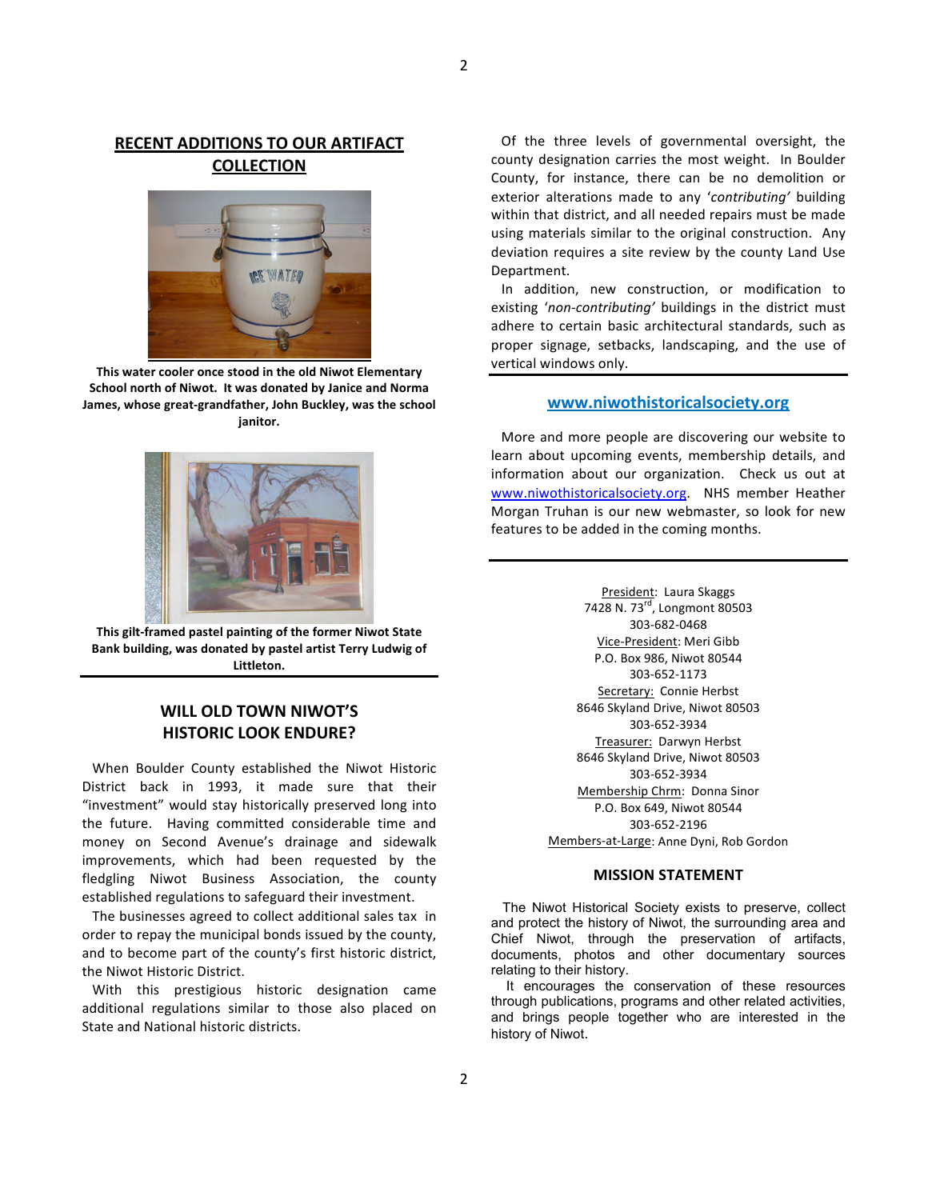## RECENT ADDITIONS TO OUR ARTIFACT COLLECTION

**This water cooler once stood in the old Niwot Elementary School north of Niwot. It was donated by Janice and Norma James, whose great-grandfather, John Buckley, was the school janitor.**

**This gilt-framed pastel painting of the former Niwot State Bank building, was donated by pastel artist Terry Ludwig of Littleton.**

## WILL OLD TOWN NIWOT'S HISTORIC LOOK ENDURE?

When Boulder County established the Niwot Historic District back in 1993, it made sure that their "investment" would stay historically preserved long into the future. Having committed considerable time and money on Second Avenue's drainage and sidewalk improvements, which had been requested by the fledgling Niwot Business Association, the county established regulations to safeguard their investment.

The businesses agreed to collect additional sales tax in order to repay the municipal bonds issued by the county, and to become part of the county's first historic district, the Niwot Historic District.

With this prestigious historic designation came additional regulations similar to those also placed on State and National historic districts.

Of the three levels of governmental oversight, the county designation carries the most weight. In Boulder County, for instance, there can be no demolition or exterior alterations made to any '*contributing'* building within that district, and all needed repairs must be made using materials similar to the original construction. Any deviation requires a site review by the county Land Use Department.

In addition, new construction, or modification to existing '*non-contributing'* buildings in the district must adhere to certain basic architectural standards, such as proper signage, setbacks, landscaping, and the use of vertical windows only.

## www.niwothistoricalsociety.org

More and more people are discovering our website to learn about upcoming events, membership details, and information about our organization. Check us out at www.niwothistoricalsociety.org. NHS member Heather Morgan Truhan is our new webmaster, so look for new features to be added in the coming months.

President: Laura Skaggs
7428 N. 73rd, Longmont 80503
303-682-0468

Vice-President: Meri Gibb
P.O. Box 986, Niwot 80544
303-652-1173

Secretary: Connie Herbst
8646 Skyland Drive, Niwot 80503
303-652-3934

Treasurer: Darwyn Herbst
8646 Skyland Drive, Niwot 80503
303-652-3934

Membership Chrm: Donna Sinor
P.O. Box 649, Niwot 80544
303-652-2196

Members-at-Large: Anne Dyni, Rob Gordon

### MISSION STATEMENT

The Niwot Historical Society exists to preserve, collect and protect the history of Niwot, the surrounding area and Chief Niwot, through the preservation of artifacts, documents, photos and other documentary sources relating to their history.

It encourages the conservation of these resources through publications, programs and other related activities, and brings people together who are interested in the history of Niwot.